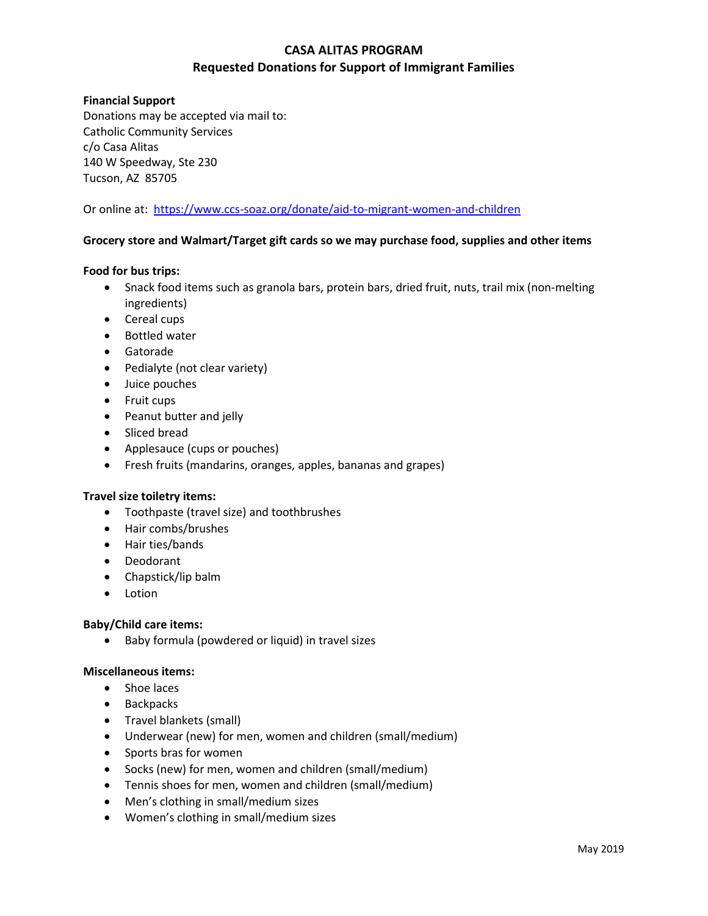# CASA ALITAS PROGRAM

## Requested Donations for Support of Immigrant Families

**Financial Support**

Donations may be accepted via mail to:
Catholic Community Services
c/o Casa Alitas
140 W Speedway, Ste 230
Tucson, AZ 85705

Or online at: https://www.ccs-soaz.org/donate/aid-to-migrant-women-and-children

**Grocery store and Walmart/Target gift cards so we may purchase food, supplies and other items**

**Food for bus trips:**

- Snack food items such as granola bars, protein bars, dried fruit, nuts, trail mix (non-melting ingredients)
- Cereal cups
- Bottled water
- Gatorade
- Pedialyte (not clear variety)
- Juice pouches
- Fruit cups
- Peanut butter and jelly
- Sliced bread
- Applesauce (cups or pouches)
- Fresh fruits (mandarins, oranges, apples, bananas and grapes)

**Travel size toiletry items:**

- Toothpaste (travel size) and toothbrushes
- Hair combs/brushes
- Hair ties/bands
- Deodorant
- Chapstick/lip balm
- Lotion

**Baby/Child care items:**

- Baby formula (powdered or liquid) in travel sizes

**Miscellaneous items:**

- Shoe laces
- Backpacks
- Travel blankets (small)
- Underwear (new) for men, women and children (small/medium)
- Sports bras for women
- Socks (new) for men, women and children (small/medium)
- Tennis shoes for men, women and children (small/medium)
- Men's clothing in small/medium sizes
- Women's clothing in small/medium sizes

May 2019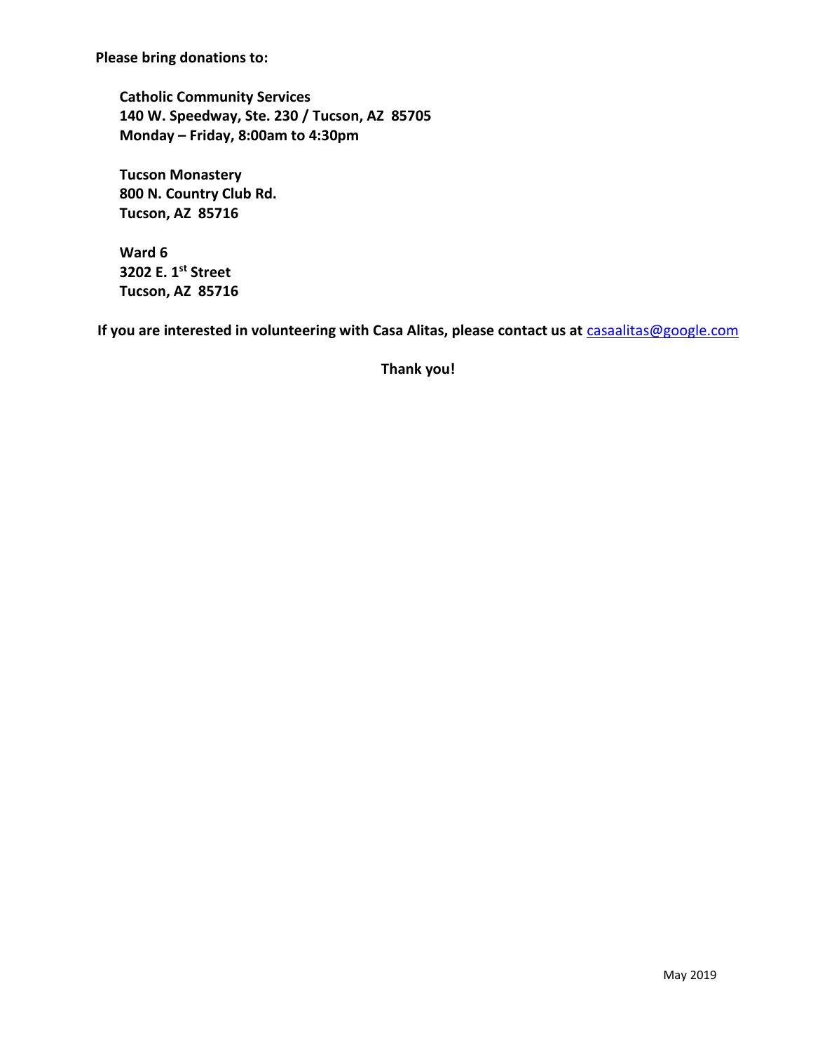**Please bring donations to:**

**Catholic Community Services**
**140 W. Speedway, Ste. 230 / Tucson, AZ 85705**
**Monday – Friday, 8:00am to 4:30pm**

**Tucson Monastery**
**800 N. Country Club Rd.**
**Tucson, AZ 85716**

**Ward 6**
**3202 E. 1st Street**
**Tucson, AZ 85716**

**If you are interested in volunteering with Casa Alitas, please contact us at** casaalitas@google.com

**Thank you!**

May 2019